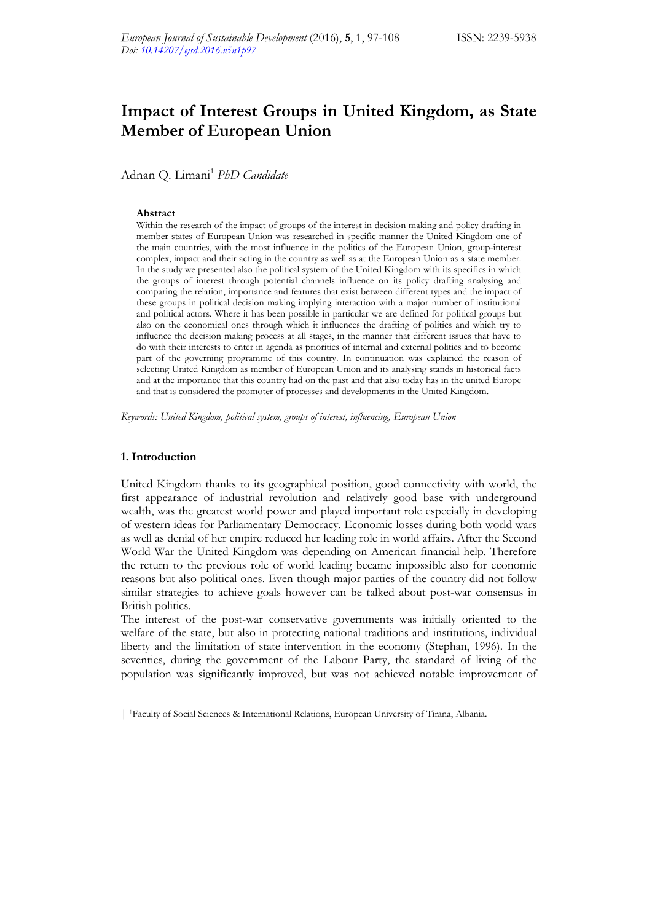# Impact of Interest Groups in United Kingdom, as State Member of European Union

Adnan Q. Limani[1] *PhD Candidate*

**Abstract**

Within the research of the impact of groups of the interest in decision making and policy drafting in member states of European Union was researched in specific manner the United Kingdom one of the main countries, with the most influence in the politics of the European Union, group-interest complex, impact and their acting in the country as well as at the European Union as a state member. In the study we presented also the political system of the United Kingdom with its specifics in which the groups of interest through potential channels influence on its policy drafting analysing and comparing the relation, importance and features that exist between different types and the impact of these groups in political decision making implying interaction with a major number of institutional and political actors. Where it has been possible in particular we are defined for political groups but also on the economical ones through which it influences the drafting of politics and which try to influence the decision making process at all stages, in the manner that different issues that have to do with their interests to enter in agenda as priorities of internal and external politics and to become part of the governing programme of this country. In continuation was explained the reason of selecting United Kingdom as member of European Union and its analysing stands in historical facts and at the importance that this country had on the past and that also today has in the united Europe and that is considered the promoter of processes and developments in the United Kingdom.

*Keywords: United Kingdom, political system, groups of interest, influencing, European Union*

## 1. Introduction

United Kingdom thanks to its geographical position, good connectivity with world, the first appearance of industrial revolution and relatively good base with underground wealth, was the greatest world power and played important role especially in developing of western ideas for Parliamentary Democracy. Economic losses during both world wars as well as denial of her empire reduced her leading role in world affairs. After the Second World War the United Kingdom was depending on American financial help. Therefore the return to the previous role of world leading became impossible also for economic reasons but also political ones. Even though major parties of the country did not follow similar strategies to achieve goals however can be talked about post-war consensus in British politics.

The interest of the post-war conservative governments was initially oriented to the welfare of the state, but also in protecting national traditions and institutions, individual liberty and the limitation of state intervention in the economy (Stephan, 1996). In the seventies, during the government of the Labour Party, the standard of living of the population was significantly improved, but was not achieved notable improvement of

[1] Faculty of Social Sciences & International Relations, European University of Tirana, Albania.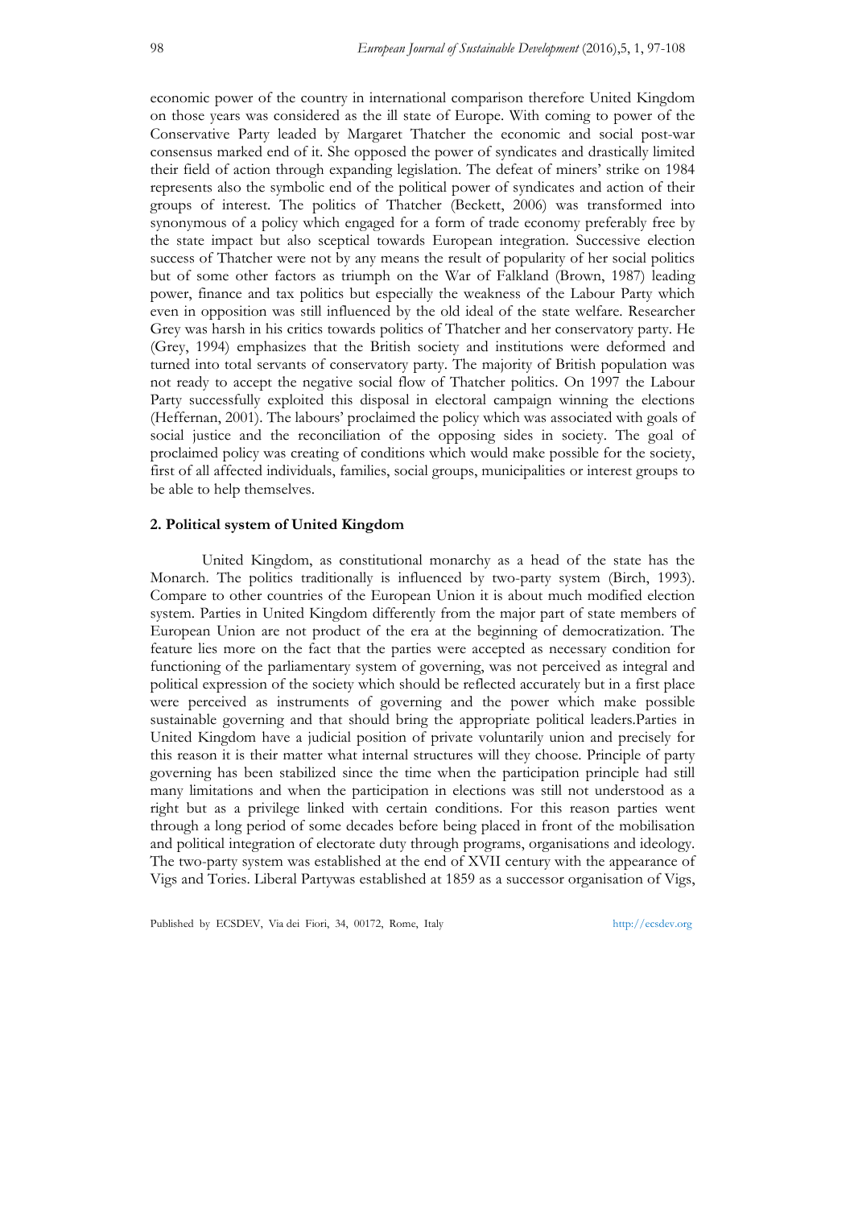economic power of the country in international comparison therefore United Kingdom on those years was considered as the ill state of Europe. With coming to power of the Conservative Party leaded by Margaret Thatcher the economic and social post-war consensus marked end of it. She opposed the power of syndicates and drastically limited their field of action through expanding legislation. The defeat of miners' strike on 1984 represents also the symbolic end of the political power of syndicates and action of their groups of interest. The politics of Thatcher (Beckett, 2006) was transformed into synonymous of a policy which engaged for a form of trade economy preferably free by the state impact but also sceptical towards European integration. Successive election success of Thatcher were not by any means the result of popularity of her social politics but of some other factors as triumph on the War of Falkland (Brown, 1987) leading power, finance and tax politics but especially the weakness of the Labour Party which even in opposition was still influenced by the old ideal of the state welfare. Researcher Grey was harsh in his critics towards politics of Thatcher and her conservatory party. He (Grey, 1994) emphasizes that the British society and institutions were deformed and turned into total servants of conservatory party. The majority of British population was not ready to accept the negative social flow of Thatcher politics. On 1997 the Labour Party successfully exploited this disposal in electoral campaign winning the elections (Heffernan, 2001). The labours' proclaimed the policy which was associated with goals of social justice and the reconciliation of the opposing sides in society. The goal of proclaimed policy was creating of conditions which would make possible for the society, first of all affected individuals, families, social groups, municipalities or interest groups to be able to help themselves.

## 2. Political system of United Kingdom

United Kingdom, as constitutional monarchy as a head of the state has the Monarch. The politics traditionally is influenced by two-party system (Birch, 1993). Compare to other countries of the European Union it is about much modified election system. Parties in United Kingdom differently from the major part of state members of European Union are not product of the era at the beginning of democratization. The feature lies more on the fact that the parties were accepted as necessary condition for functioning of the parliamentary system of governing, was not perceived as integral and political expression of the society which should be reflected accurately but in a first place were perceived as instruments of governing and the power which make possible sustainable governing and that should bring the appropriate political leaders.Parties in United Kingdom have a judicial position of private voluntarily union and precisely for this reason it is their matter what internal structures will they choose. Principle of party governing has been stabilized since the time when the participation principle had still many limitations and when the participation in elections was still not understood as a right but as a privilege linked with certain conditions. For this reason parties went through a long period of some decades before being placed in front of the mobilisation and political integration of electorate duty through programs, organisations and ideology. The two-party system was established at the end of XVII century with the appearance of Vigs and Tories. Liberal Partywas established at 1859 as a successor organisation of Vigs,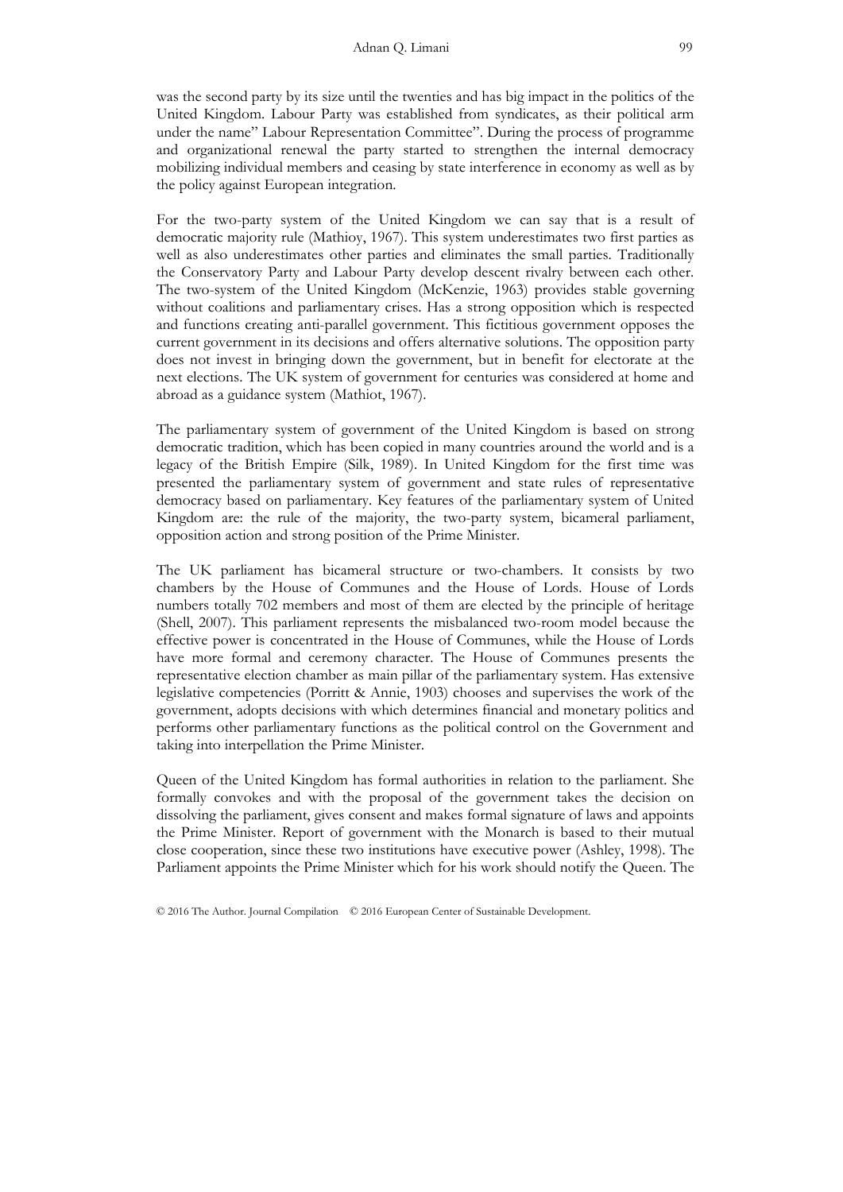was the second party by its size until the twenties and has big impact in the politics of the United Kingdom. Labour Party was established from syndicates, as their political arm under the name" Labour Representation Committee". During the process of programme and organizational renewal the party started to strengthen the internal democracy mobilizing individual members and ceasing by state interference in economy as well as by the policy against European integration.

For the two-party system of the United Kingdom we can say that is a result of democratic majority rule (Mathioy, 1967). This system underestimates two first parties as well as also underestimates other parties and eliminates the small parties. Traditionally the Conservatory Party and Labour Party develop descent rivalry between each other. The two-system of the United Kingdom (McKenzie, 1963) provides stable governing without coalitions and parliamentary crises. Has a strong opposition which is respected and functions creating anti-parallel government. This fictitious government opposes the current government in its decisions and offers alternative solutions. The opposition party does not invest in bringing down the government, but in benefit for electorate at the next elections. The UK system of government for centuries was considered at home and abroad as a guidance system (Mathiot, 1967).

The parliamentary system of government of the United Kingdom is based on strong democratic tradition, which has been copied in many countries around the world and is a legacy of the British Empire (Silk, 1989). In United Kingdom for the first time was presented the parliamentary system of government and state rules of representative democracy based on parliamentary. Key features of the parliamentary system of United Kingdom are: the rule of the majority, the two-party system, bicameral parliament, opposition action and strong position of the Prime Minister.

The UK parliament has bicameral structure or two-chambers. It consists by two chambers by the House of Communes and the House of Lords. House of Lords numbers totally 702 members and most of them are elected by the principle of heritage (Shell, 2007). This parliament represents the misbalanced two-room model because the effective power is concentrated in the House of Communes, while the House of Lords have more formal and ceremony character. The House of Communes presents the representative election chamber as main pillar of the parliamentary system. Has extensive legislative competencies (Porritt & Annie, 1903) chooses and supervises the work of the government, adopts decisions with which determines financial and monetary politics and performs other parliamentary functions as the political control on the Government and taking into interpellation the Prime Minister.

Queen of the United Kingdom has formal authorities in relation to the parliament. She formally convokes and with the proposal of the government takes the decision on dissolving the parliament, gives consent and makes formal signature of laws and appoints the Prime Minister. Report of government with the Monarch is based to their mutual close cooperation, since these two institutions have executive power (Ashley, 1998). The Parliament appoints the Prime Minister which for his work should notify the Queen. The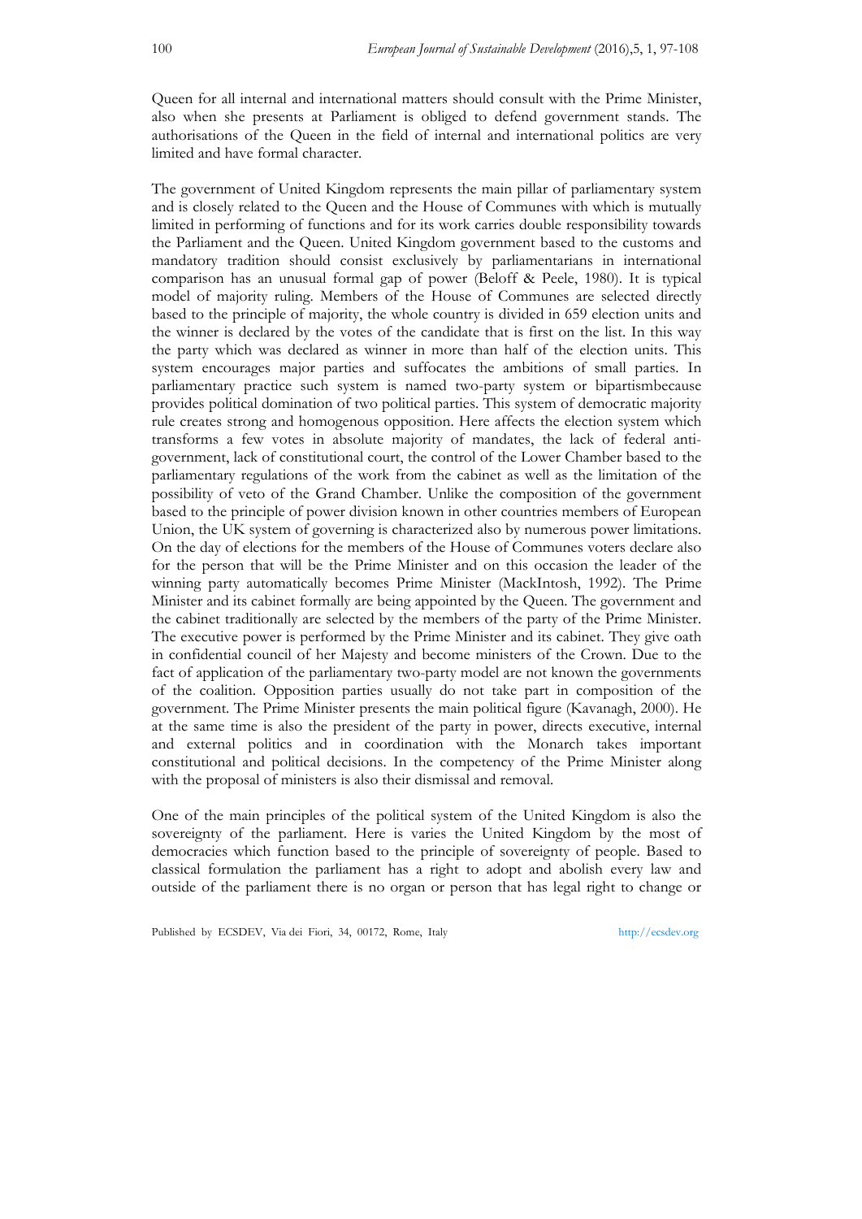Queen for all internal and international matters should consult with the Prime Minister, also when she presents at Parliament is obliged to defend government stands. The authorisations of the Queen in the field of internal and international politics are very limited and have formal character.

The government of United Kingdom represents the main pillar of parliamentary system and is closely related to the Queen and the House of Communes with which is mutually limited in performing of functions and for its work carries double responsibility towards the Parliament and the Queen. United Kingdom government based to the customs and mandatory tradition should consist exclusively by parliamentarians in international comparison has an unusual formal gap of power (Beloff & Peele, 1980). It is typical model of majority ruling. Members of the House of Communes are selected directly based to the principle of majority, the whole country is divided in 659 election units and the winner is declared by the votes of the candidate that is first on the list. In this way the party which was declared as winner in more than half of the election units. This system encourages major parties and suffocates the ambitions of small parties. In parliamentary practice such system is named two-party system or bipartismbecause provides political domination of two political parties. This system of democratic majority rule creates strong and homogenous opposition. Here affects the election system which transforms a few votes in absolute majority of mandates, the lack of federal anti-government, lack of constitutional court, the control of the Lower Chamber based to the parliamentary regulations of the work from the cabinet as well as the limitation of the possibility of veto of the Grand Chamber. Unlike the composition of the government based to the principle of power division known in other countries members of European Union, the UK system of governing is characterized also by numerous power limitations. On the day of elections for the members of the House of Communes voters declare also for the person that will be the Prime Minister and on this occasion the leader of the winning party automatically becomes Prime Minister (MackIntosh, 1992). The Prime Minister and its cabinet formally are being appointed by the Queen. The government and the cabinet traditionally are selected by the members of the party of the Prime Minister. The executive power is performed by the Prime Minister and its cabinet. They give oath in confidential council of her Majesty and become ministers of the Crown. Due to the fact of application of the parliamentary two-party model are not known the governments of the coalition. Opposition parties usually do not take part in composition of the government. The Prime Minister presents the main political figure (Kavanagh, 2000). He at the same time is also the president of the party in power, directs executive, internal and external politics and in coordination with the Monarch takes important constitutional and political decisions. In the competency of the Prime Minister along with the proposal of ministers is also their dismissal and removal.

One of the main principles of the political system of the United Kingdom is also the sovereignty of the parliament. Here is varies the United Kingdom by the most of democracies which function based to the principle of sovereignty of people. Based to classical formulation the parliament has a right to adopt and abolish every law and outside of the parliament there is no organ or person that has legal right to change or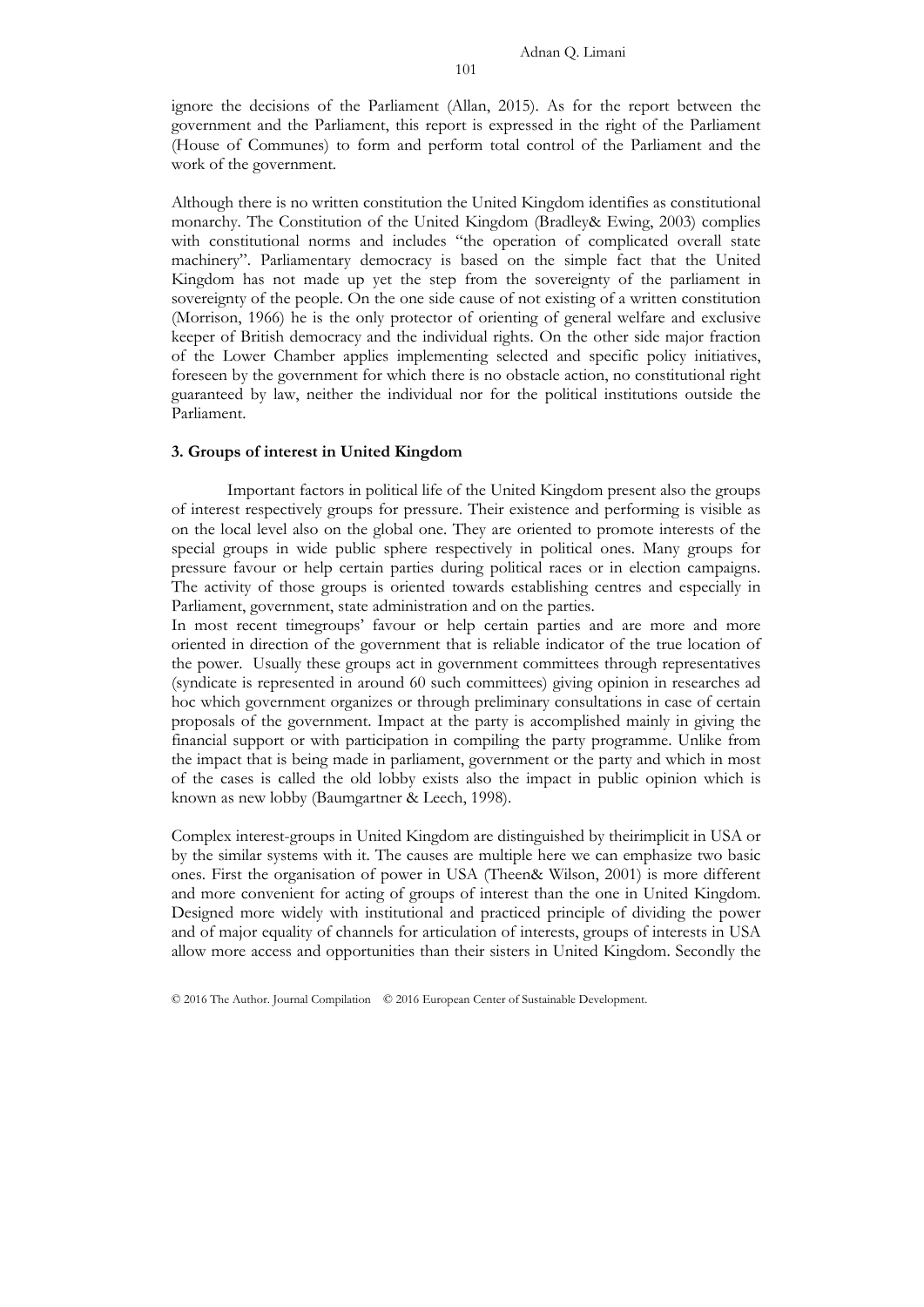ignore the decisions of the Parliament (Allan, 2015). As for the report between the government and the Parliament, this report is expressed in the right of the Parliament (House of Communes) to form and perform total control of the Parliament and the work of the government.

Although there is no written constitution the United Kingdom identifies as constitutional monarchy. The Constitution of the United Kingdom (Bradley& Ewing, 2003) complies with constitutional norms and includes "the operation of complicated overall state machinery". Parliamentary democracy is based on the simple fact that the United Kingdom has not made up yet the step from the sovereignty of the parliament in sovereignty of the people. On the one side cause of not existing of a written constitution (Morrison, 1966) he is the only protector of orienting of general welfare and exclusive keeper of British democracy and the individual rights. On the other side major fraction of the Lower Chamber applies implementing selected and specific policy initiatives, foreseen by the government for which there is no obstacle action, no constitutional right guaranteed by law, neither the individual nor for the political institutions outside the Parliament.

### 3. Groups of interest in United Kingdom

Important factors in political life of the United Kingdom present also the groups of interest respectively groups for pressure. Their existence and performing is visible as on the local level also on the global one. They are oriented to promote interests of the special groups in wide public sphere respectively in political ones. Many groups for pressure favour or help certain parties during political races or in election campaigns. The activity of those groups is oriented towards establishing centres and especially in Parliament, government, state administration and on the parties.
In most recent timegroups' favour or help certain parties and are more and more oriented in direction of the government that is reliable indicator of the true location of the power. Usually these groups act in government committees through representatives (syndicate is represented in around 60 such committees) giving opinion in researches ad hoc which government organizes or through preliminary consultations in case of certain proposals of the government. Impact at the party is accomplished mainly in giving the financial support or with participation in compiling the party programme. Unlike from the impact that is being made in parliament, government or the party and which in most of the cases is called the old lobby exists also the impact in public opinion which is known as new lobby (Baumgartner & Leech, 1998).

Complex interest-groups in United Kingdom are distinguished by theirimplicit in USA or by the similar systems with it. The causes are multiple here we can emphasize two basic ones. First the organisation of power in USA (Theen& Wilson, 2001) is more different and more convenient for acting of groups of interest than the one in United Kingdom. Designed more widely with institutional and practiced principle of dividing the power and of major equality of channels for articulation of interests, groups of interests in USA allow more access and opportunities than their sisters in United Kingdom. Secondly the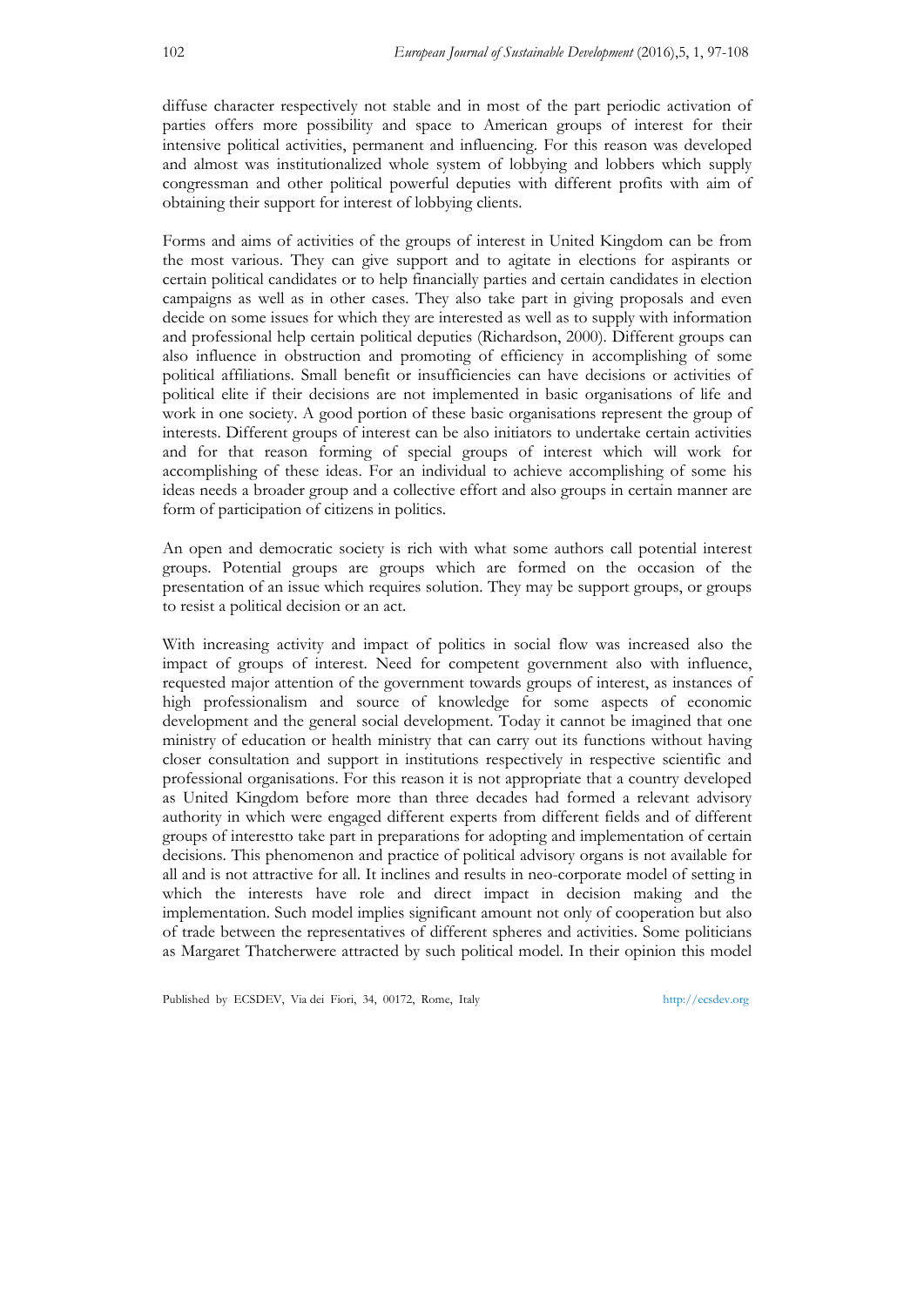diffuse character respectively not stable and in most of the part periodic activation of parties offers more possibility and space to American groups of interest for their intensive political activities, permanent and influencing. For this reason was developed and almost was institutionalized whole system of lobbying and lobbers which supply congressman and other political powerful deputies with different profits with aim of obtaining their support for interest of lobbying clients.

Forms and aims of activities of the groups of interest in United Kingdom can be from the most various. They can give support and to agitate in elections for aspirants or certain political candidates or to help financially parties and certain candidates in election campaigns as well as in other cases. They also take part in giving proposals and even decide on some issues for which they are interested as well as to supply with information and professional help certain political deputies (Richardson, 2000). Different groups can also influence in obstruction and promoting of efficiency in accomplishing of some political affiliations. Small benefit or insufficiencies can have decisions or activities of political elite if their decisions are not implemented in basic organisations of life and work in one society. A good portion of these basic organisations represent the group of interests. Different groups of interest can be also initiators to undertake certain activities and for that reason forming of special groups of interest which will work for accomplishing of these ideas. For an individual to achieve accomplishing of some his ideas needs a broader group and a collective effort and also groups in certain manner are form of participation of citizens in politics.

An open and democratic society is rich with what some authors call potential interest groups. Potential groups are groups which are formed on the occasion of the presentation of an issue which requires solution. They may be support groups, or groups to resist a political decision or an act.

With increasing activity and impact of politics in social flow was increased also the impact of groups of interest. Need for competent government also with influence, requested major attention of the government towards groups of interest, as instances of high professionalism and source of knowledge for some aspects of economic development and the general social development. Today it cannot be imagined that one ministry of education or health ministry that can carry out its functions without having closer consultation and support in institutions respectively in respective scientific and professional organisations. For this reason it is not appropriate that a country developed as United Kingdom before more than three decades had formed a relevant advisory authority in which were engaged different experts from different fields and of different groups of interestto take part in preparations for adopting and implementation of certain decisions. This phenomenon and practice of political advisory organs is not available for all and is not attractive for all. It inclines and results in neo-corporate model of setting in which the interests have role and direct impact in decision making and the implementation. Such model implies significant amount not only of cooperation but also of trade between the representatives of different spheres and activities. Some politicians as Margaret Thatcherwere attracted by such political model. In their opinion this model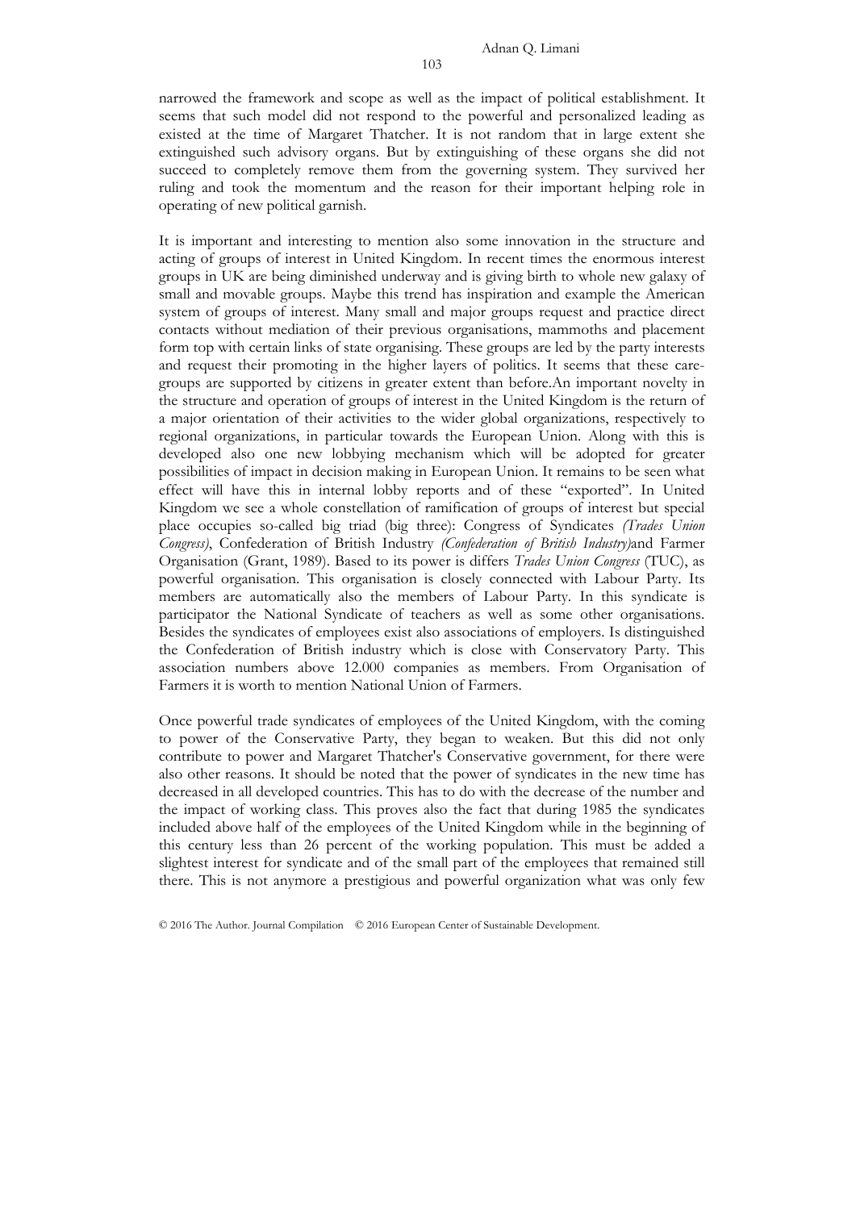narrowed the framework and scope as well as the impact of political establishment. It seems that such model did not respond to the powerful and personalized leading as existed at the time of Margaret Thatcher. It is not random that in large extent she extinguished such advisory organs. But by extinguishing of these organs she did not succeed to completely remove them from the governing system. They survived her ruling and took the momentum and the reason for their important helping role in operating of new political garnish.

It is important and interesting to mention also some innovation in the structure and acting of groups of interest in United Kingdom. In recent times the enormous interest groups in UK are being diminished underway and is giving birth to whole new galaxy of small and movable groups. Maybe this trend has inspiration and example the American system of groups of interest. Many small and major groups request and practice direct contacts without mediation of their previous organisations, mammoths and placement form top with certain links of state organising. These groups are led by the party interests and request their promoting in the higher layers of politics. It seems that these care-groups are supported by citizens in greater extent than before.An important novelty in the structure and operation of groups of interest in the United Kingdom is the return of a major orientation of their activities to the wider global organizations, respectively to regional organizations, in particular towards the European Union. Along with this is developed also one new lobbying mechanism which will be adopted for greater possibilities of impact in decision making in European Union. It remains to be seen what effect will have this in internal lobby reports and of these "exported". In United Kingdom we see a whole constellation of ramification of groups of interest but special place occupies so-called big triad (big three): Congress of Syndicates *(Trades Union Congress)*, Confederation of British Industry *(Confederation of British Industry)*and Farmer Organisation (Grant, 1989). Based to its power is differs *Trades Union Congress* (TUC), as powerful organisation. This organisation is closely connected with Labour Party. Its members are automatically also the members of Labour Party. In this syndicate is participator the National Syndicate of teachers as well as some other organisations. Besides the syndicates of employees exist also associations of employers. Is distinguished the Confederation of British industry which is close with Conservatory Party. This association numbers above 12.000 companies as members. From Organisation of Farmers it is worth to mention National Union of Farmers.

Once powerful trade syndicates of employees of the United Kingdom, with the coming to power of the Conservative Party, they began to weaken. But this did not only contribute to power and Margaret Thatcher's Conservative government, for there were also other reasons. It should be noted that the power of syndicates in the new time has decreased in all developed countries. This has to do with the decrease of the number and the impact of working class. This proves also the fact that during 1985 the syndicates included above half of the employees of the United Kingdom while in the beginning of this century less than 26 percent of the working population. This must be added a slightest interest for syndicate and of the small part of the employees that remained still there. This is not anymore a prestigious and powerful organization what was only few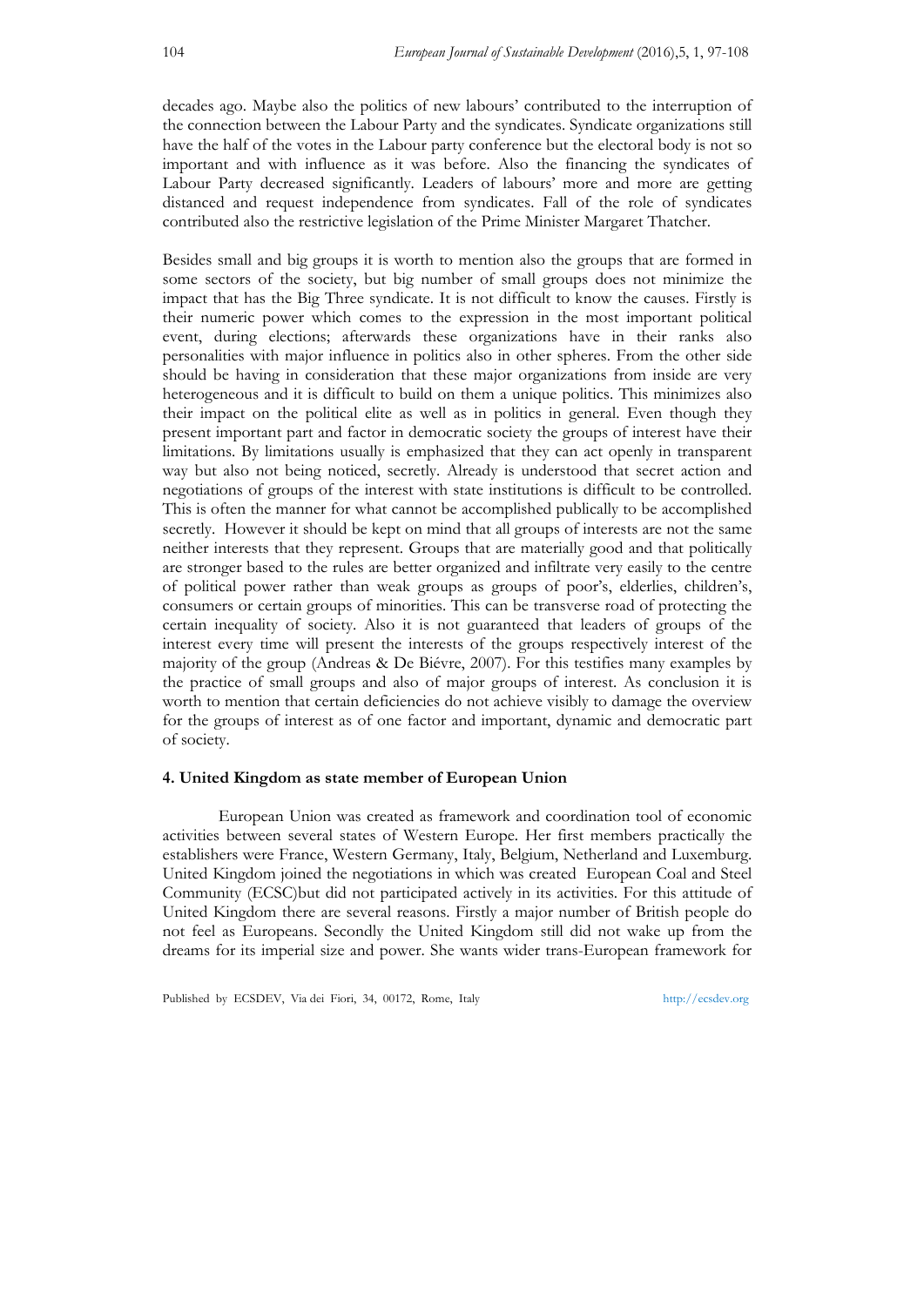decades ago. Maybe also the politics of new labours' contributed to the interruption of the connection between the Labour Party and the syndicates. Syndicate organizations still have the half of the votes in the Labour party conference but the electoral body is not so important and with influence as it was before. Also the financing the syndicates of Labour Party decreased significantly. Leaders of labours' more and more are getting distanced and request independence from syndicates. Fall of the role of syndicates contributed also the restrictive legislation of the Prime Minister Margaret Thatcher.

Besides small and big groups it is worth to mention also the groups that are formed in some sectors of the society, but big number of small groups does not minimize the impact that has the Big Three syndicate. It is not difficult to know the causes. Firstly is their numeric power which comes to the expression in the most important political event, during elections; afterwards these organizations have in their ranks also personalities with major influence in politics also in other spheres. From the other side should be having in consideration that these major organizations from inside are very heterogeneous and it is difficult to build on them a unique politics. This minimizes also their impact on the political elite as well as in politics in general. Even though they present important part and factor in democratic society the groups of interest have their limitations. By limitations usually is emphasized that they can act openly in transparent way but also not being noticed, secretly. Already is understood that secret action and negotiations of groups of the interest with state institutions is difficult to be controlled. This is often the manner for what cannot be accomplished publically to be accomplished secretly. However it should be kept on mind that all groups of interests are not the same neither interests that they represent. Groups that are materially good and that politically are stronger based to the rules are better organized and infiltrate very easily to the centre of political power rather than weak groups as groups of poor's, elderlies, children's, consumers or certain groups of minorities. This can be transverse road of protecting the certain inequality of society. Also it is not guaranteed that leaders of groups of the interest every time will present the interests of the groups respectively interest of the majority of the group (Andreas & De Biévre, 2007). For this testifies many examples by the practice of small groups and also of major groups of interest. As conclusion it is worth to mention that certain deficiencies do not achieve visibly to damage the overview for the groups of interest as of one factor and important, dynamic and democratic part of society.

## 4. United Kingdom as state member of European Union

European Union was created as framework and coordination tool of economic activities between several states of Western Europe. Her first members practically the establishers were France, Western Germany, Italy, Belgium, Netherland and Luxemburg. United Kingdom joined the negotiations in which was created European Coal and Steel Community (ECSC)but did not participated actively in its activities. For this attitude of United Kingdom there are several reasons. Firstly a major number of British people do not feel as Europeans. Secondly the United Kingdom still did not wake up from the dreams for its imperial size and power. She wants wider trans-European framework for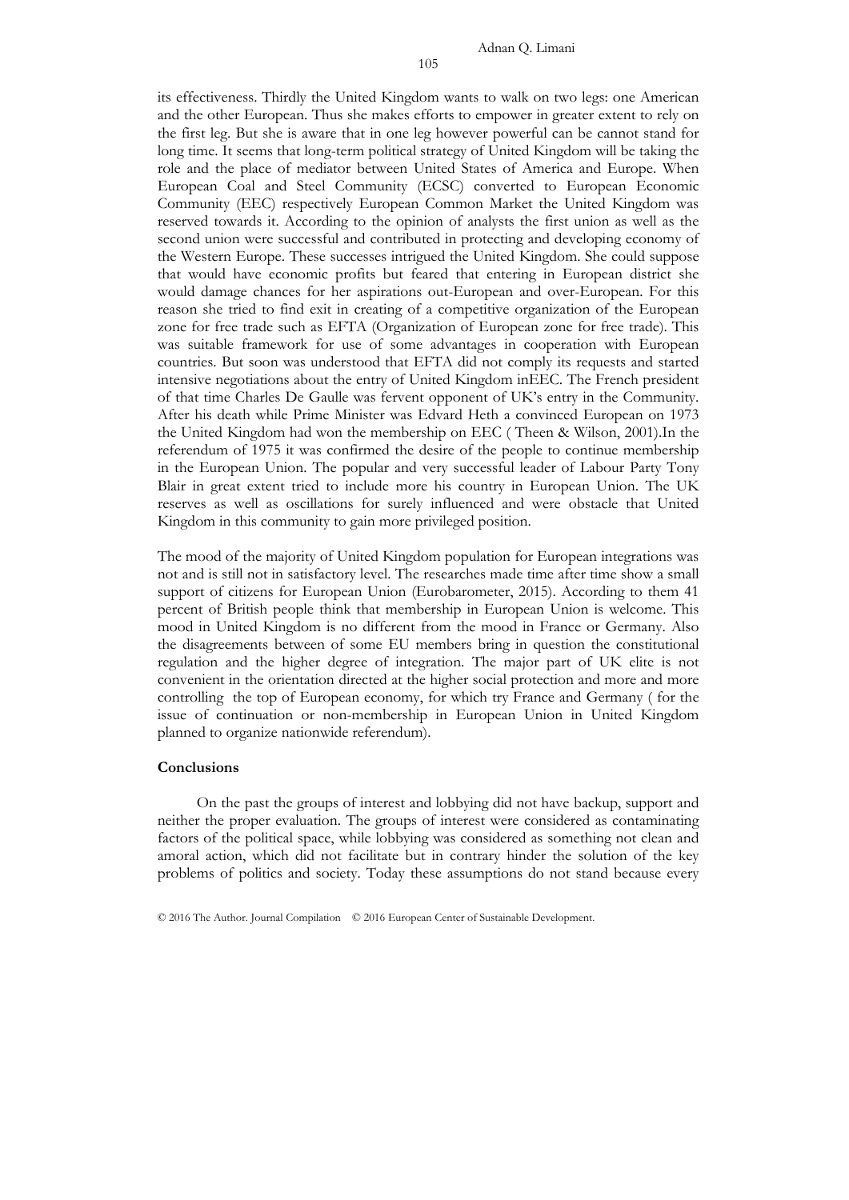its effectiveness. Thirdly the United Kingdom wants to walk on two legs: one American and the other European. Thus she makes efforts to empower in greater extent to rely on the first leg. But she is aware that in one leg however powerful can be cannot stand for long time. It seems that long-term political strategy of United Kingdom will be taking the role and the place of mediator between United States of America and Europe. When European Coal and Steel Community (ECSC) converted to European Economic Community (EEC) respectively European Common Market the United Kingdom was reserved towards it. According to the opinion of analysts the first union as well as the second union were successful and contributed in protecting and developing economy of the Western Europe. These successes intrigued the United Kingdom. She could suppose that would have economic profits but feared that entering in European district she would damage chances for her aspirations out-European and over-European. For this reason she tried to find exit in creating of a competitive organization of the European zone for free trade such as EFTA (Organization of European zone for free trade). This was suitable framework for use of some advantages in cooperation with European countries. But soon was understood that EFTA did not comply its requests and started intensive negotiations about the entry of United Kingdom inEEC. The French president of that time Charles De Gaulle was fervent opponent of UK's entry in the Community. After his death while Prime Minister was Edvard Heth a convinced European on 1973 the United Kingdom had won the membership on EEC ( Theen & Wilson, 2001).In the referendum of 1975 it was confirmed the desire of the people to continue membership in the European Union. The popular and very successful leader of Labour Party Tony Blair in great extent tried to include more his country in European Union. The UK reserves as well as oscillations for surely influenced and were obstacle that United Kingdom in this community to gain more privileged position.

The mood of the majority of United Kingdom population for European integrations was not and is still not in satisfactory level. The researches made time after time show a small support of citizens for European Union (Eurobarometer, 2015). According to them 41 percent of British people think that membership in European Union is welcome. This mood in United Kingdom is no different from the mood in France or Germany. Also the disagreements between of some EU members bring in question the constitutional regulation and the higher degree of integration. The major part of UK elite is not convenient in the orientation directed at the higher social protection and more and more controlling the top of European economy, for which try France and Germany ( for the issue of continuation or non-membership in European Union in United Kingdom planned to organize nationwide referendum).

### Conclusions

On the past the groups of interest and lobbying did not have backup, support and neither the proper evaluation. The groups of interest were considered as contaminating factors of the political space, while lobbying was considered as something not clean and amoral action, which did not facilitate but in contrary hinder the solution of the key problems of politics and society. Today these assumptions do not stand because every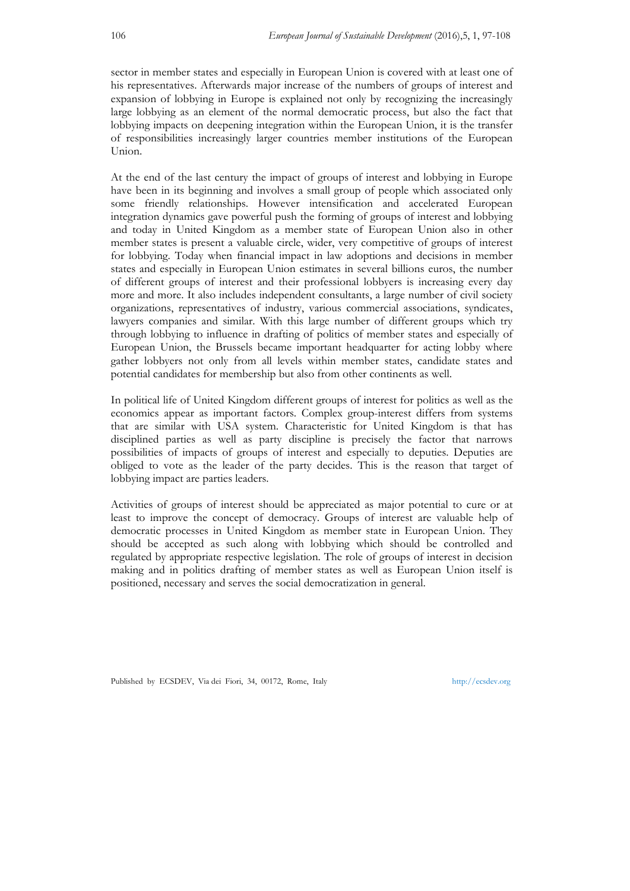sector in member states and especially in European Union is covered with at least one of his representatives. Afterwards major increase of the numbers of groups of interest and expansion of lobbying in Europe is explained not only by recognizing the increasingly large lobbying as an element of the normal democratic process, but also the fact that lobbying impacts on deepening integration within the European Union, it is the transfer of responsibilities increasingly larger countries member institutions of the European Union.

At the end of the last century the impact of groups of interest and lobbying in Europe have been in its beginning and involves a small group of people which associated only some friendly relationships. However intensification and accelerated European integration dynamics gave powerful push the forming of groups of interest and lobbying and today in United Kingdom as a member state of European Union also in other member states is present a valuable circle, wider, very competitive of groups of interest for lobbying. Today when financial impact in law adoptions and decisions in member states and especially in European Union estimates in several billions euros, the number of different groups of interest and their professional lobbyers is increasing every day more and more. It also includes independent consultants, a large number of civil society organizations, representatives of industry, various commercial associations, syndicates, lawyers companies and similar. With this large number of different groups which try through lobbying to influence in drafting of politics of member states and especially of European Union, the Brussels became important headquarter for acting lobby where gather lobbyers not only from all levels within member states, candidate states and potential candidates for membership but also from other continents as well.

In political life of United Kingdom different groups of interest for politics as well as the economics appear as important factors. Complex group-interest differs from systems that are similar with USA system. Characteristic for United Kingdom is that has disciplined parties as well as party discipline is precisely the factor that narrows possibilities of impacts of groups of interest and especially to deputies. Deputies are obliged to vote as the leader of the party decides. This is the reason that target of lobbying impact are parties leaders.

Activities of groups of interest should be appreciated as major potential to cure or at least to improve the concept of democracy. Groups of interest are valuable help of democratic processes in United Kingdom as member state in European Union. They should be accepted as such along with lobbying which should be controlled and regulated by appropriate respective legislation. The role of groups of interest in decision making and in politics drafting of member states as well as European Union itself is positioned, necessary and serves the social democratization in general.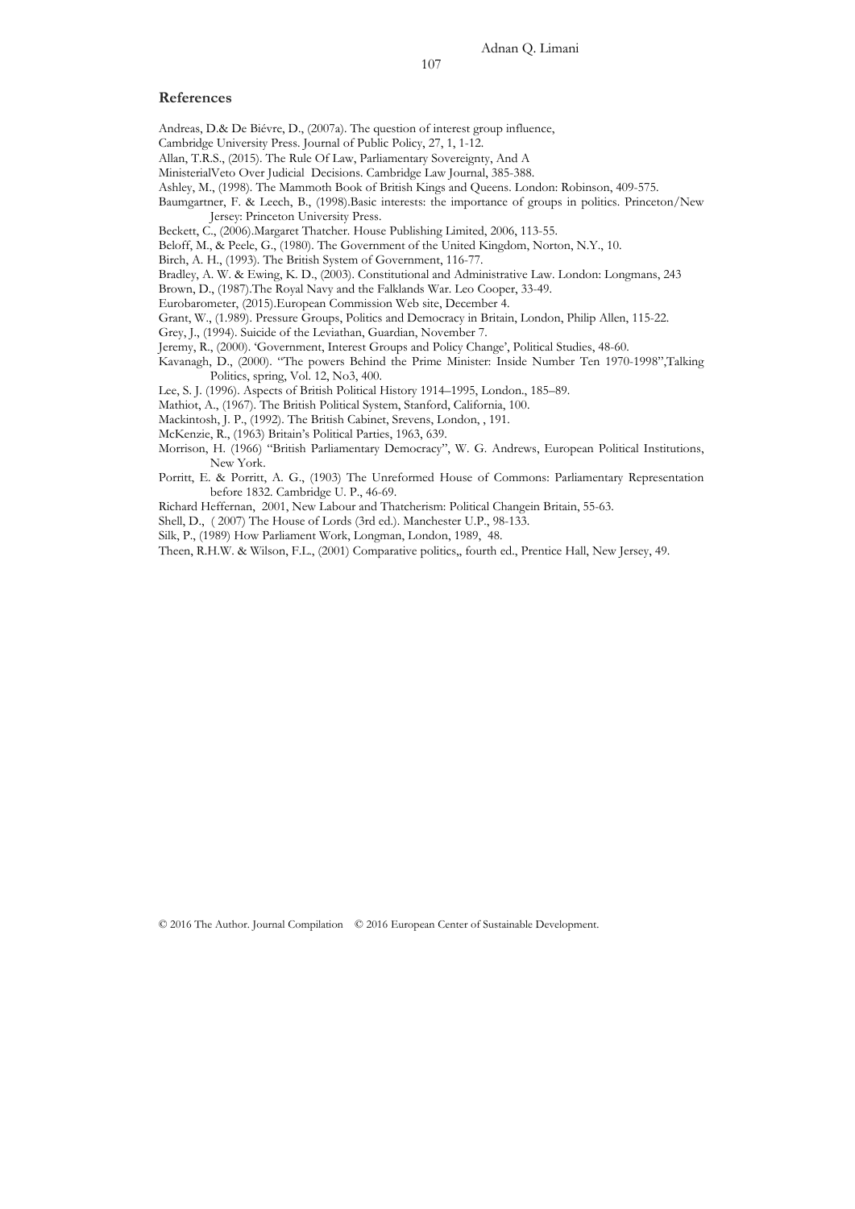## References

Andreas, D.& De Biévre, D., (2007a). The question of interest group influence,

Cambridge University Press. Journal of Public Policy, 27, 1, 1-12.

Allan, T.R.S., (2015). The Rule Of Law, Parliamentary Sovereignty, And A

MinisterialVeto Over Judicial Decisions. Cambridge Law Journal, 385-388.

Ashley, M., (1998). The Mammoth Book of British Kings and Queens. London: Robinson, 409-575.

Baumgartner, F. & Leech, B., (1998).Basic interests: the importance of groups in politics. Princeton/New Jersey: Princeton University Press.

Beckett, C., (2006).Margaret Thatcher. House Publishing Limited, 2006, 113-55.

Beloff, M., & Peele, G., (1980). The Government of the United Kingdom, Norton, N.Y., 10.

Birch, A. H., (1993). The British System of Government, 116-77.

Bradley, A. W. & Ewing, K. D., (2003). Constitutional and Administrative Law. London: Longmans, 243

Brown, D., (1987).The Royal Navy and the Falklands War. Leo Cooper, 33-49.

Eurobarometer, (2015).European Commission Web site, December 4.

Grant, W., (1.989). Pressure Groups, Politics and Democracy in Britain, London, Philip Allen, 115-22.

Grey, J., (1994). Suicide of the Leviathan, Guardian, November 7.

Jeremy, R., (2000). 'Government, Interest Groups and Policy Change', Political Studies, 48-60.

Kavanagh, D., (2000). "The powers Behind the Prime Minister: Inside Number Ten 1970-1998",Talking Politics, spring, Vol. 12, No3, 400.

Lee, S. J. (1996). Aspects of British Political History 1914–1995, London., 185–89.

Mathiot, A., (1967). The British Political System, Stanford, California, 100.

Mackintosh, J. P., (1992). The British Cabinet, Srevens, London, , 191.

McKenzie, R., (1963) Britain's Political Parties, 1963, 639.

Morrison, H. (1966) "British Parliamentary Democracy", W. G. Andrews, European Political Institutions, New York.

Porritt, E. & Porritt, A. G., (1903) The Unreformed House of Commons: Parliamentary Representation before 1832. Cambridge U. P., 46-69.

Richard Heffernan, 2001, New Labour and Thatcherism: Political Changein Britain, 55-63.

Shell, D., ( 2007) The House of Lords (3rd ed.). Manchester U.P., 98-133.

Silk, P., (1989) How Parliament Work, Longman, London, 1989, 48.

Theen, R.H.W. & Wilson, F.L., (2001) Comparative politics,, fourth ed., Prentice Hall, New Jersey, 49.